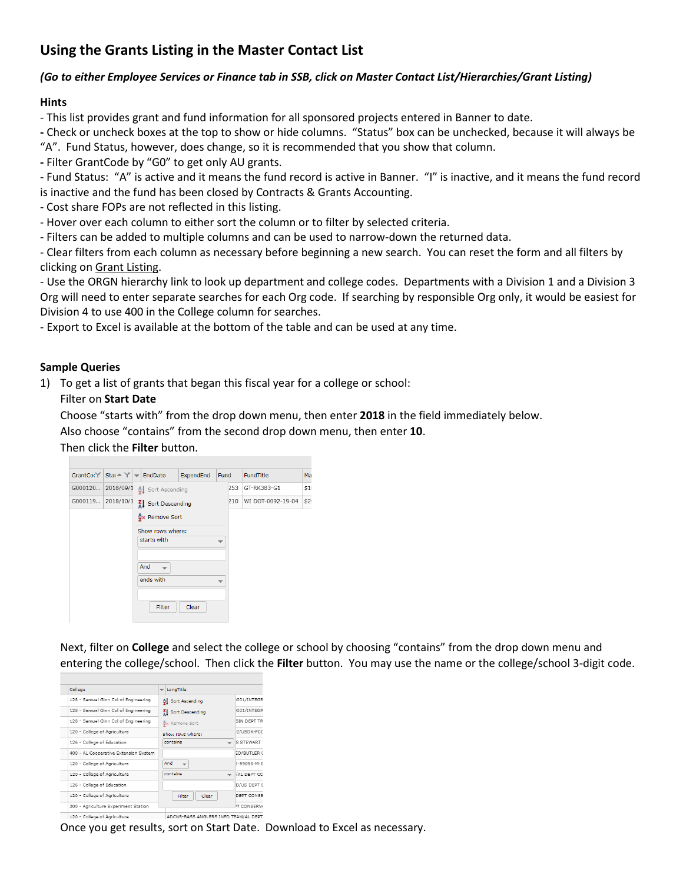## Using the Grants Listing in the Master Contact List

***(Go to either Employee Services or Finance tab in SSB, click on Master Contact List/Hierarchies/Grant Listing)***

### Hints

- This list provides grant and fund information for all sponsored projects entered in Banner to date.
- Check or uncheck boxes at the top to show or hide columns. "Status" box can be unchecked, because it will always be "A". Fund Status, however, does change, so it is recommended that you show that column.
- Filter GrantCode by "G0" to get only AU grants.
- Fund Status: "A" is active and it means the fund record is active in Banner. "I" is inactive, and it means the fund record is inactive and the fund has been closed by Contracts & Grants Accounting.
- Cost share FOPs are not reflected in this listing.
- Hover over each column to either sort the column or to filter by selected criteria.
- Filters can be added to multiple columns and can be used to narrow-down the returned data.
- Clear filters from each column as necessary before beginning a new search. You can reset the form and all filters by clicking on Grant Listing.
- Use the ORGN hierarchy link to look up department and college codes. Departments with a Division 1 and a Division 3 Org will need to enter separate searches for each Org code. If searching by responsible Org only, it would be easiest for Division 4 to use 400 in the College column for searches.
- Export to Excel is available at the bottom of the table and can be used at any time.

### Sample Queries

1) To get a list of grants that began this fiscal year for a college or school:

   Filter on **Start Date**

   Choose "starts with" from the drop down menu, then enter **2018** in the field immediately below.

   Also choose "contains" from the second drop down menu, then enter **10**.

   Then click the **Filter** button.

   Next, filter on **College** and select the college or school by choosing "contains" from the drop down menu and entering the college/school. Then click the **Filter** button. You may use the name or the college/school 3-digit code.

   Once you get results, sort on Start Date. Download to Excel as necessary.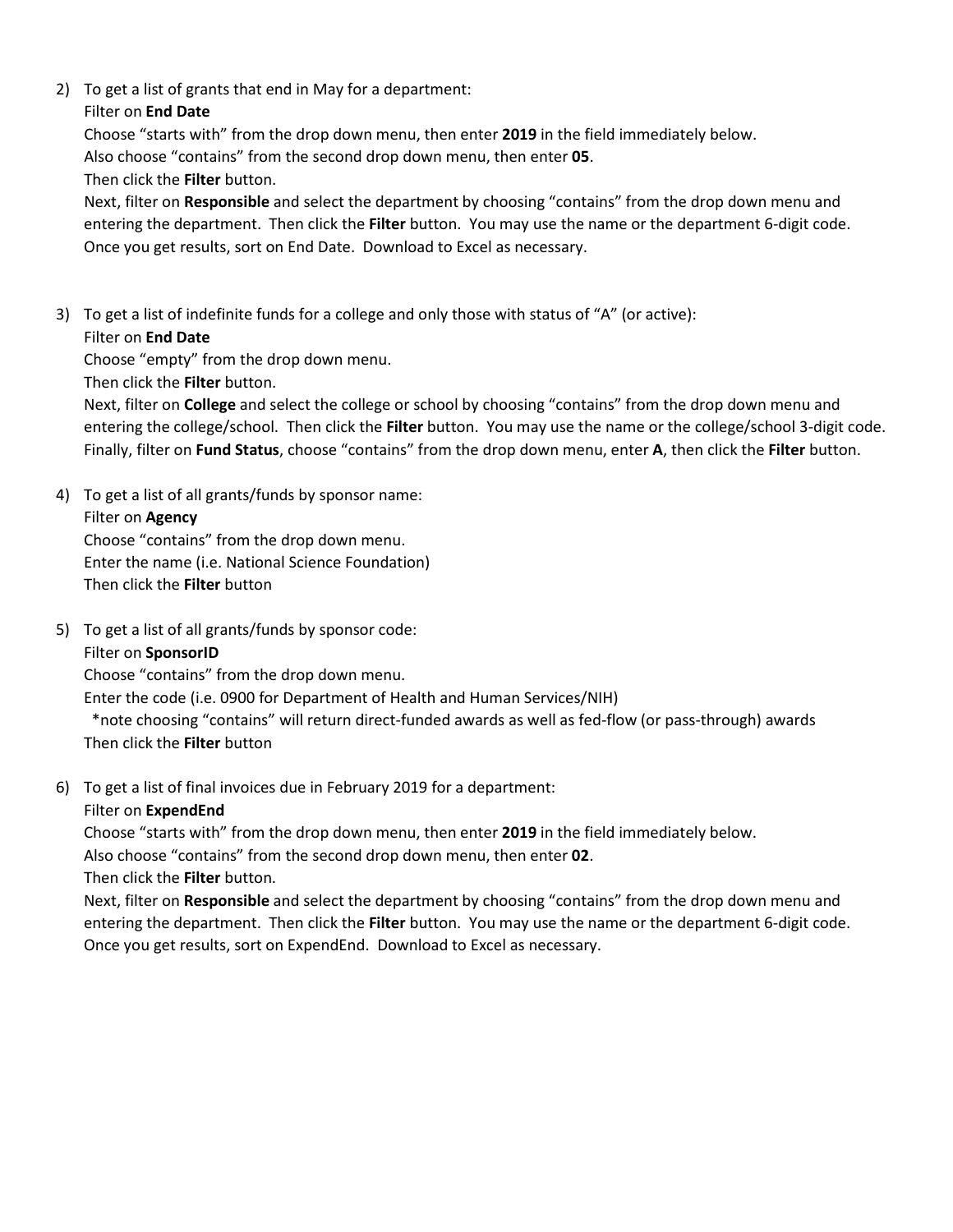2) To get a list of grants that end in May for a department:
   Filter on **End Date**
   Choose "starts with" from the drop down menu, then enter **2019** in the field immediately below.
   Also choose "contains" from the second drop down menu, then enter **05**.
   Then click the **Filter** button.
   Next, filter on **Responsible** and select the department by choosing "contains" from the drop down menu and entering the department. Then click the **Filter** button. You may use the name or the department 6-digit code.
   Once you get results, sort on End Date. Download to Excel as necessary.

3) To get a list of indefinite funds for a college and only those with status of "A" (or active):
   Filter on **End Date**
   Choose "empty" from the drop down menu.
   Then click the **Filter** button.
   Next, filter on **College** and select the college or school by choosing "contains" from the drop down menu and entering the college/school. Then click the **Filter** button. You may use the name or the college/school 3-digit code.
   Finally, filter on **Fund Status**, choose "contains" from the drop down menu, enter **A**, then click the **Filter** button.

4) To get a list of all grants/funds by sponsor name:
   Filter on **Agency**
   Choose "contains" from the drop down menu.
   Enter the name (i.e. National Science Foundation)
   Then click the **Filter** button

5) To get a list of all grants/funds by sponsor code:
   Filter on **SponsorID**
   Choose "contains" from the drop down menu.
   Enter the code (i.e. 0900 for Department of Health and Human Services/NIH)
   *note choosing "contains" will return direct-funded awards as well as fed-flow (or pass-through) awards
   Then click the **Filter** button

6) To get a list of final invoices due in February 2019 for a department:
   Filter on **ExpendEnd**
   Choose "starts with" from the drop down menu, then enter **2019** in the field immediately below.
   Also choose "contains" from the second drop down menu, then enter **02**.
   Then click the **Filter** button.
   Next, filter on **Responsible** and select the department by choosing "contains" from the drop down menu and entering the department. Then click the **Filter** button. You may use the name or the department 6-digit code.
   Once you get results, sort on ExpendEnd. Download to Excel as necessary.